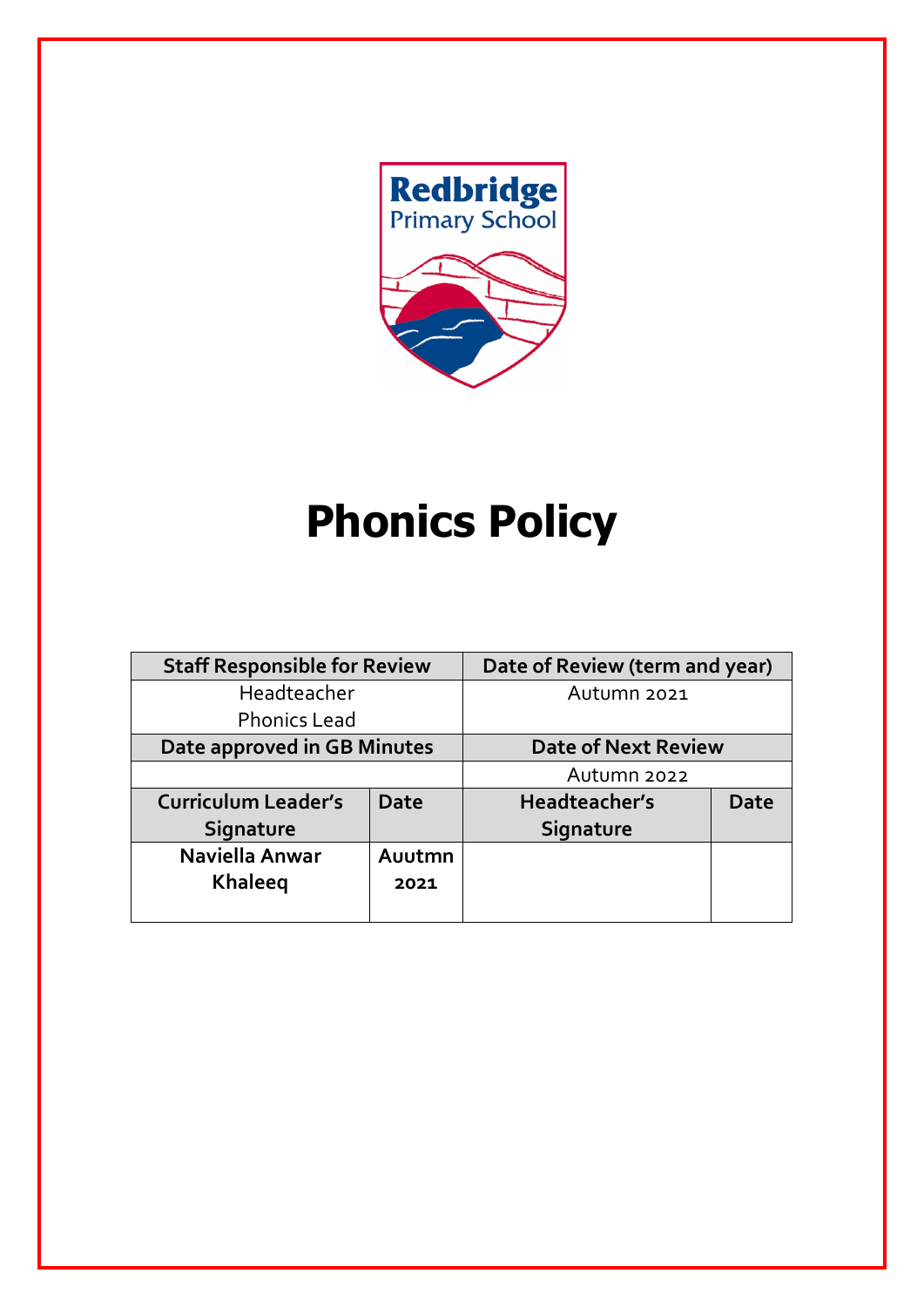Redbridge Primary School

# Phonics Policy

| Staff Responsible for Review | | Date of Review (term and year) | |
|---|---|---|---|
| Headteacher<br>Phonics Lead | | Autumn 2021 | |
| **Date approved in GB Minutes** | | **Date of Next Review** | |
| | | Autumn 2022 | |
| **Curriculum Leader's Signature** | **Date** | **Headteacher's Signature** | **Date** |
| **Naviella Anwar Khaleeq** | **Auutmn 2021** | | |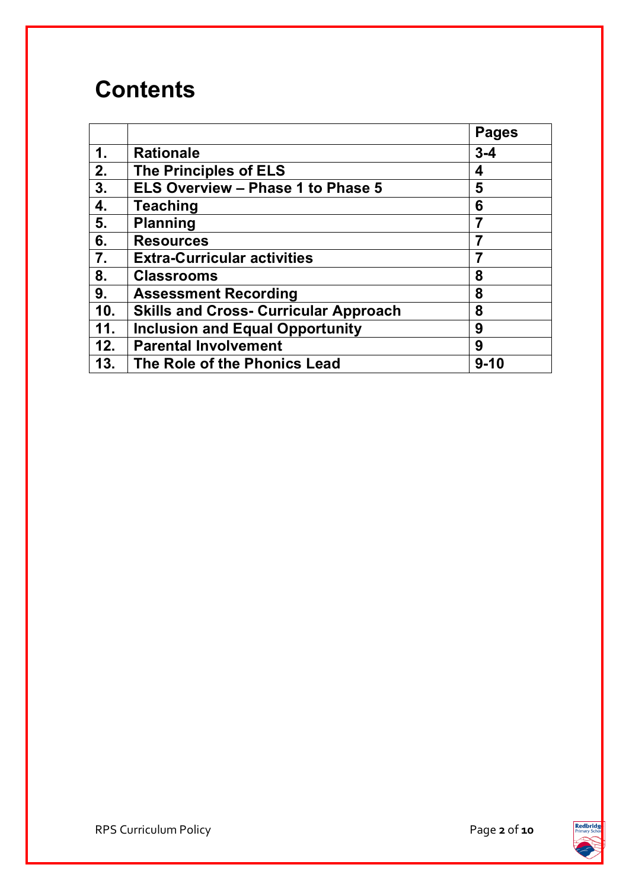# Contents

| | | Pages |
|---|---|---|
| 1. | Rationale | 3-4 |
| 2. | The Principles of ELS | 4 |
| 3. | ELS Overview – Phase 1 to Phase 5 | 5 |
| 4. | Teaching | 6 |
| 5. | Planning | 7 |
| 6. | Resources | 7 |
| 7. | Extra-Curricular activities | 7 |
| 8. | Classrooms | 8 |
| 9. | Assessment Recording | 8 |
| 10. | Skills and Cross- Curricular Approach | 8 |
| 11. | Inclusion and Equal Opportunity | 9 |
| 12. | Parental Involvement | 9 |
| 13. | The Role of the Phonics Lead | 9-10 |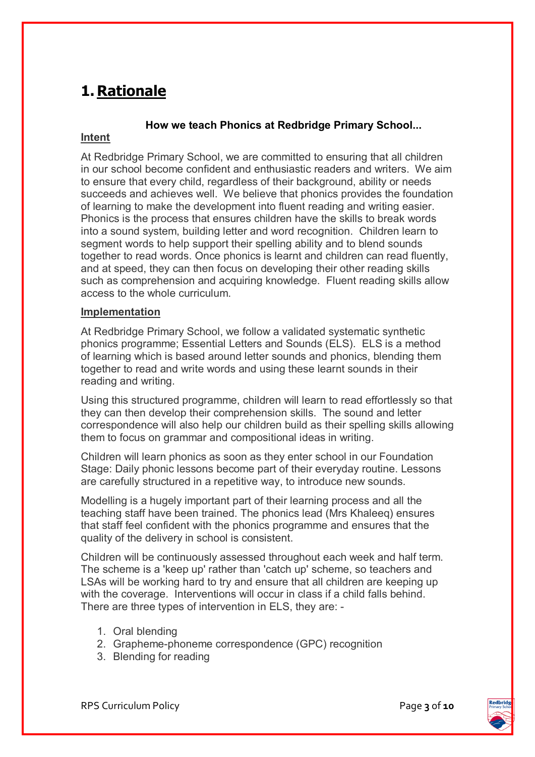# 1. Rationale

**How we teach Phonics at Redbridge Primary School...**

**Intent**

At Redbridge Primary School, we are committed to ensuring that all children in our school become confident and enthusiastic readers and writers. We aim to ensure that every child, regardless of their background, ability or needs succeeds and achieves well. We believe that phonics provides the foundation of learning to make the development into fluent reading and writing easier. Phonics is the process that ensures children have the skills to break words into a sound system, building letter and word recognition. Children learn to segment words to help support their spelling ability and to blend sounds together to read words. Once phonics is learnt and children can read fluently, and at speed, they can then focus on developing their other reading skills such as comprehension and acquiring knowledge. Fluent reading skills allow access to the whole curriculum.

**Implementation**

At Redbridge Primary School, we follow a validated systematic synthetic phonics programme; Essential Letters and Sounds (ELS). ELS is a method of learning which is based around letter sounds and phonics, blending them together to read and write words and using these learnt sounds in their reading and writing.

Using this structured programme, children will learn to read effortlessly so that they can then develop their comprehension skills. The sound and letter correspondence will also help our children build as their spelling skills allowing them to focus on grammar and compositional ideas in writing.

Children will learn phonics as soon as they enter school in our Foundation Stage: Daily phonic lessons become part of their everyday routine. Lessons are carefully structured in a repetitive way, to introduce new sounds.

Modelling is a hugely important part of their learning process and all the teaching staff have been trained. The phonics lead (Mrs Khaleeq) ensures that staff feel confident with the phonics programme and ensures that the quality of the delivery in school is consistent.

Children will be continuously assessed throughout each week and half term. The scheme is a 'keep up' rather than 'catch up' scheme, so teachers and LSAs will be working hard to try and ensure that all children are keeping up with the coverage. Interventions will occur in class if a child falls behind. There are three types of intervention in ELS, they are: -

1. Oral blending
2. Grapheme-phoneme correspondence (GPC) recognition
3. Blending for reading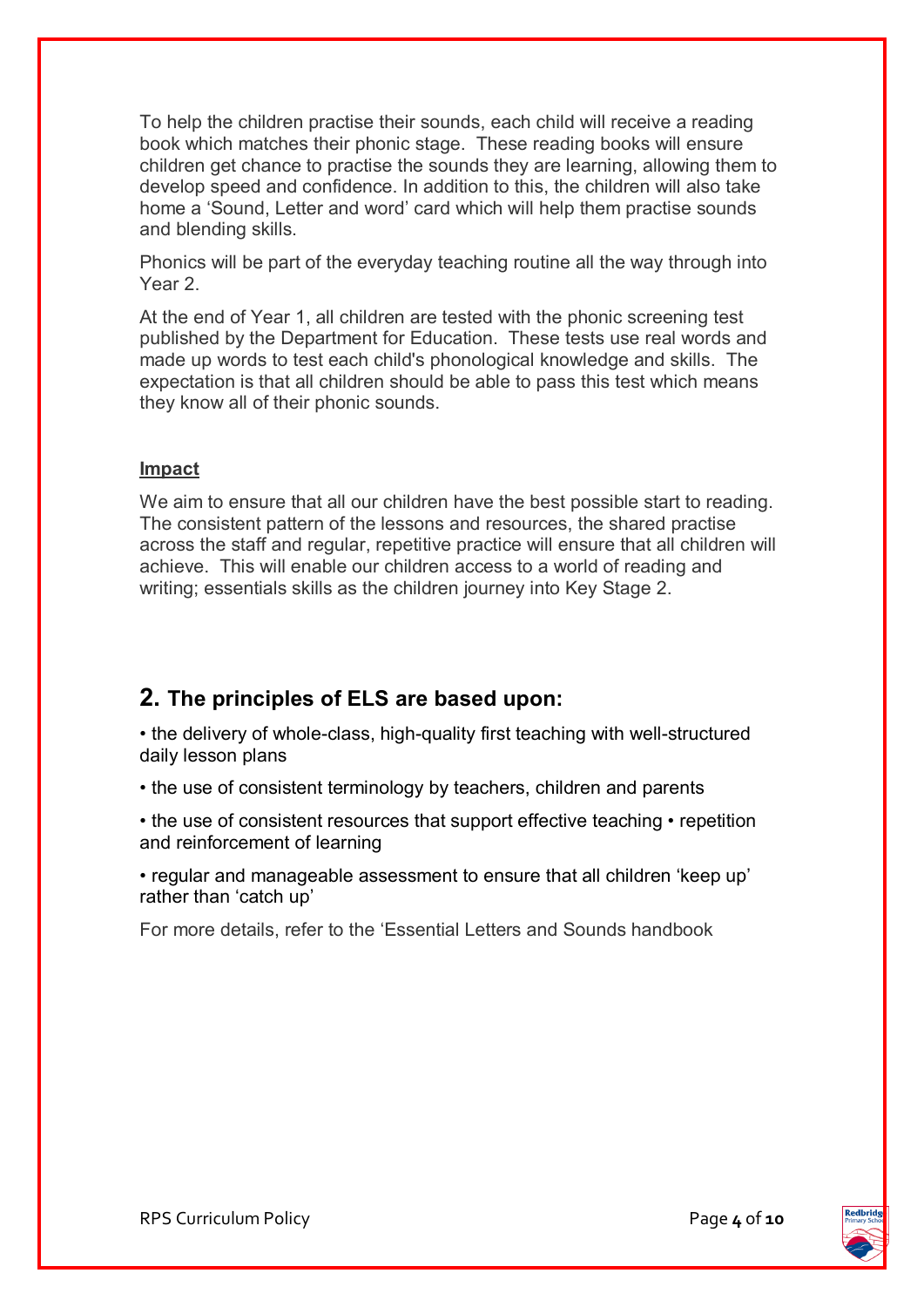To help the children practise their sounds, each child will receive a reading book which matches their phonic stage. These reading books will ensure children get chance to practise the sounds they are learning, allowing them to develop speed and confidence. In addition to this, the children will also take home a 'Sound, Letter and word' card which will help them practise sounds and blending skills.

Phonics will be part of the everyday teaching routine all the way through into Year 2.

At the end of Year 1, all children are tested with the phonic screening test published by the Department for Education. These tests use real words and made up words to test each child's phonological knowledge and skills. The expectation is that all children should be able to pass this test which means they know all of their phonic sounds.

**Impact**

We aim to ensure that all our children have the best possible start to reading. The consistent pattern of the lessons and resources, the shared practise across the staff and regular, repetitive practice will ensure that all children will achieve. This will enable our children access to a world of reading and writing; essentials skills as the children journey into Key Stage 2.

## 2. The principles of ELS are based upon:

• the delivery of whole-class, high-quality first teaching with well-structured daily lesson plans

• the use of consistent terminology by teachers, children and parents

• the use of consistent resources that support effective teaching • repetition and reinforcement of learning

• regular and manageable assessment to ensure that all children 'keep up' rather than 'catch up'

For more details, refer to the 'Essential Letters and Sounds handbook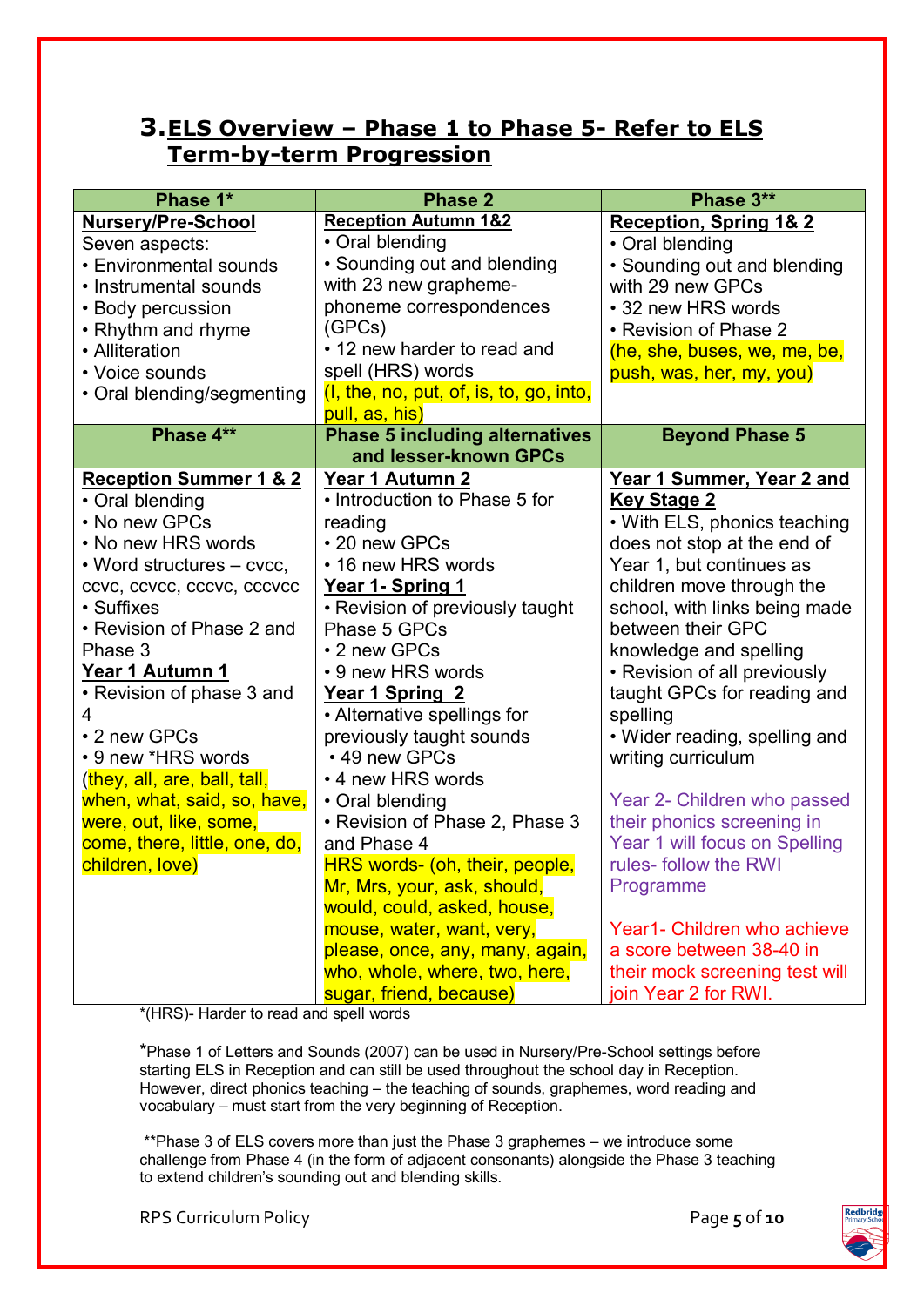## 3. ELS Overview – Phase 1 to Phase 5- Refer to ELS Term-by-term Progression

| Phase 1* | Phase 2 | Phase 3** |
|---|---|---|
| **Nursery/Pre-School**<br>Seven aspects:<br>• Environmental sounds<br>• Instrumental sounds<br>• Body percussion<br>• Rhythm and rhyme<br>• Alliteration<br>• Voice sounds<br>• Oral blending/segmenting | **Reception Autumn 1&2**<br>• Oral blending<br>• Sounding out and blending with 23 new grapheme-phoneme correspondences (GPCs)<br>• 12 new harder to read and spell (HRS) words<br>(I, the, no, put, of, is, to, go, into, pull, as, his) | **Reception, Spring 1& 2**<br>• Oral blending<br>• Sounding out and blending with 29 new GPCs<br>• 32 new HRS words<br>• Revision of Phase 2<br>(he, she, buses, we, me, be, push, was, her, my, you) |
| **Phase 4**** | **Phase 5 including alternatives and lesser-known GPCs** | **Beyond Phase 5** |
| **Reception Summer 1 & 2**<br>• Oral blending<br>• No new GPCs<br>• No new HRS words<br>• Word structures – cvcc, ccvc, ccvcc, cccvc, cccvcc<br>• Suffixes<br>• Revision of Phase 2 and Phase 3<br>**Year 1 Autumn 1**<br>• Revision of phase 3 and 4<br>• 2 new GPCs<br>• 9 new *HRS words<br>(they, all, are, ball, tall, when, what, said, so, have, were, out, like, some, come, there, little, one, do, children, love) | **Year 1 Autumn 2**<br>• Introduction to Phase 5 for reading<br>• 20 new GPCs<br>• 16 new HRS words<br>**Year 1- Spring 1**<br>• Revision of previously taught Phase 5 GPCs<br>• 2 new GPCs<br>• 9 new HRS words<br>**Year 1 Spring 2**<br>• Alternative spellings for previously taught sounds<br>• 49 new GPCs<br>• 4 new HRS words<br>• Oral blending<br>• Revision of Phase 2, Phase 3 and Phase 4<br>HRS words- (oh, their, people, Mr, Mrs, your, ask, should, would, could, asked, house, mouse, water, want, very, please, once, any, many, again, who, whole, where, two, here, sugar, friend, because) | **Year 1 Summer, Year 2 and Key Stage 2**<br>• With ELS, phonics teaching does not stop at the end of Year 1, but continues as children move through the school, with links being made between their GPC knowledge and spelling<br>• Revision of all previously taught GPCs for reading and spelling<br>• Wider reading, spelling and writing curriculum<br><br>Year 2- Children who passed their phonics screening in Year 1 will focus on Spelling rules- follow the RWI Programme<br><br>Year1- Children who achieve a score between 38-40 in their mock screening test will join Year 2 for RWI. |

*(HRS)- Harder to read and spell words

*Phase 1 of Letters and Sounds (2007) can be used in Nursery/Pre-School settings before starting ELS in Reception and can still be used throughout the school day in Reception. However, direct phonics teaching – the teaching of sounds, graphemes, word reading and vocabulary – must start from the very beginning of Reception.

**Phase 3 of ELS covers more than just the Phase 3 graphemes – we introduce some challenge from Phase 4 (in the form of adjacent consonants) alongside the Phase 3 teaching to extend children's sounding out and blending skills.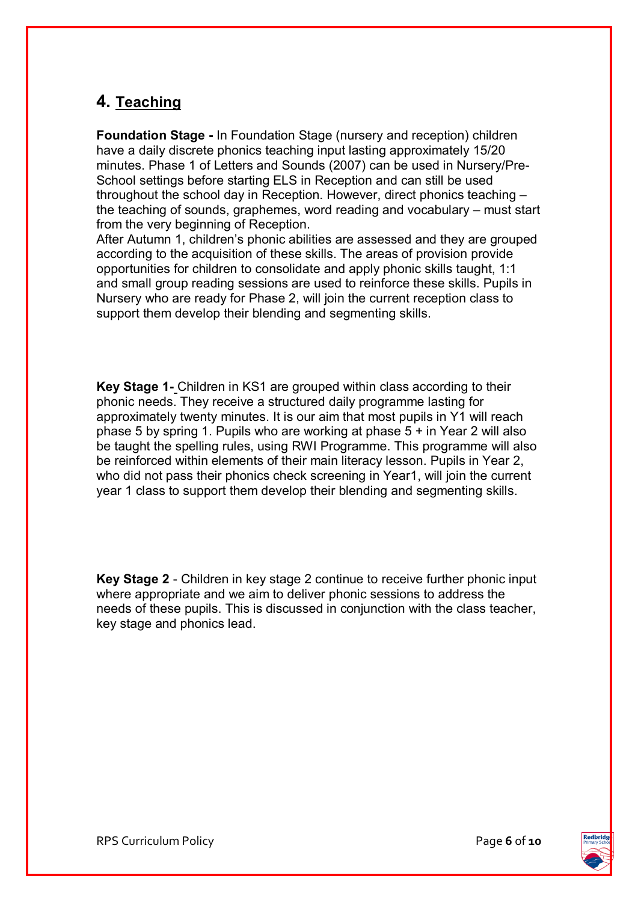## 4. Teaching

**Foundation Stage -** In Foundation Stage (nursery and reception) children have a daily discrete phonics teaching input lasting approximately 15/20 minutes. Phase 1 of Letters and Sounds (2007) can be used in Nursery/Pre-School settings before starting ELS in Reception and can still be used throughout the school day in Reception. However, direct phonics teaching – the teaching of sounds, graphemes, word reading and vocabulary – must start from the very beginning of Reception.

After Autumn 1, children's phonic abilities are assessed and they are grouped according to the acquisition of these skills. The areas of provision provide opportunities for children to consolidate and apply phonic skills taught, 1:1 and small group reading sessions are used to reinforce these skills. Pupils in Nursery who are ready for Phase 2, will join the current reception class to support them develop their blending and segmenting skills.

**Key Stage 1-** Children in KS1 are grouped within class according to their phonic needs. They receive a structured daily programme lasting for approximately twenty minutes. It is our aim that most pupils in Y1 will reach phase 5 by spring 1. Pupils who are working at phase 5 + in Year 2 will also be taught the spelling rules, using RWI Programme. This programme will also be reinforced within elements of their main literacy lesson. Pupils in Year 2, who did not pass their phonics check screening in Year1, will join the current year 1 class to support them develop their blending and segmenting skills.

**Key Stage 2** - Children in key stage 2 continue to receive further phonic input where appropriate and we aim to deliver phonic sessions to address the needs of these pupils. This is discussed in conjunction with the class teacher, key stage and phonics lead.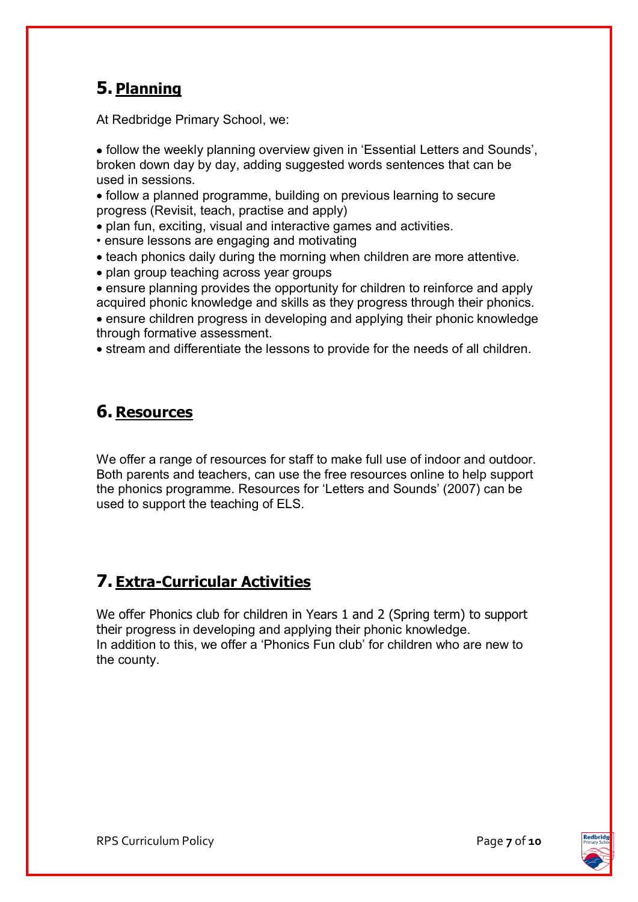## 5. Planning

At Redbridge Primary School, we:

- follow the weekly planning overview given in 'Essential Letters and Sounds', broken down day by day, adding suggested words sentences that can be used in sessions.
- follow a planned programme, building on previous learning to secure progress (Revisit, teach, practise and apply)
- plan fun, exciting, visual and interactive games and activities.
- ensure lessons are engaging and motivating
- teach phonics daily during the morning when children are more attentive.
- plan group teaching across year groups
- ensure planning provides the opportunity for children to reinforce and apply acquired phonic knowledge and skills as they progress through their phonics.
- ensure children progress in developing and applying their phonic knowledge through formative assessment.
- stream and differentiate the lessons to provide for the needs of all children.

## 6. Resources

We offer a range of resources for staff to make full use of indoor and outdoor. Both parents and teachers, can use the free resources online to help support the phonics programme. Resources for 'Letters and Sounds' (2007) can be used to support the teaching of ELS.

## 7. Extra-Curricular Activities

We offer Phonics club for children in Years 1 and 2 (Spring term) to support their progress in developing and applying their phonic knowledge.
In addition to this, we offer a 'Phonics Fun club' for children who are new to the county.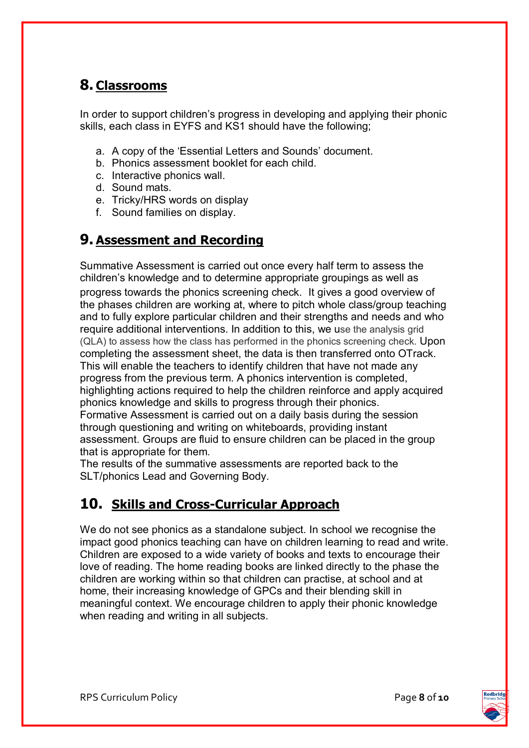## 8. Classrooms

In order to support children's progress in developing and applying their phonic skills, each class in EYFS and KS1 should have the following;

a. A copy of the 'Essential Letters and Sounds' document.
b. Phonics assessment booklet for each child.
c. Interactive phonics wall.
d. Sound mats.
e. Tricky/HRS words on display
f. Sound families on display.

## 9. Assessment and Recording

Summative Assessment is carried out once every half term to assess the children's knowledge and to determine appropriate groupings as well as progress towards the phonics screening check. It gives a good overview of the phases children are working at, where to pitch whole class/group teaching and to fully explore particular children and their strengths and needs and who require additional interventions. In addition to this, we use the analysis grid (QLA) to assess how the class has performed in the phonics screening check. Upon completing the assessment sheet, the data is then transferred onto OTrack. This will enable the teachers to identify children that have not made any progress from the previous term. A phonics intervention is completed, highlighting actions required to help the children reinforce and apply acquired phonics knowledge and skills to progress through their phonics.
Formative Assessment is carried out on a daily basis during the session through questioning and writing on whiteboards, providing instant assessment. Groups are fluid to ensure children can be placed in the group that is appropriate for them.
The results of the summative assessments are reported back to the SLT/phonics Lead and Governing Body.

## 10. Skills and Cross-Curricular Approach

We do not see phonics as a standalone subject. In school we recognise the impact good phonics teaching can have on children learning to read and write. Children are exposed to a wide variety of books and texts to encourage their love of reading. The home reading books are linked directly to the phase the children are working within so that children can practise, at school and at home, their increasing knowledge of GPCs and their blending skill in meaningful context. We encourage children to apply their phonic knowledge when reading and writing in all subjects.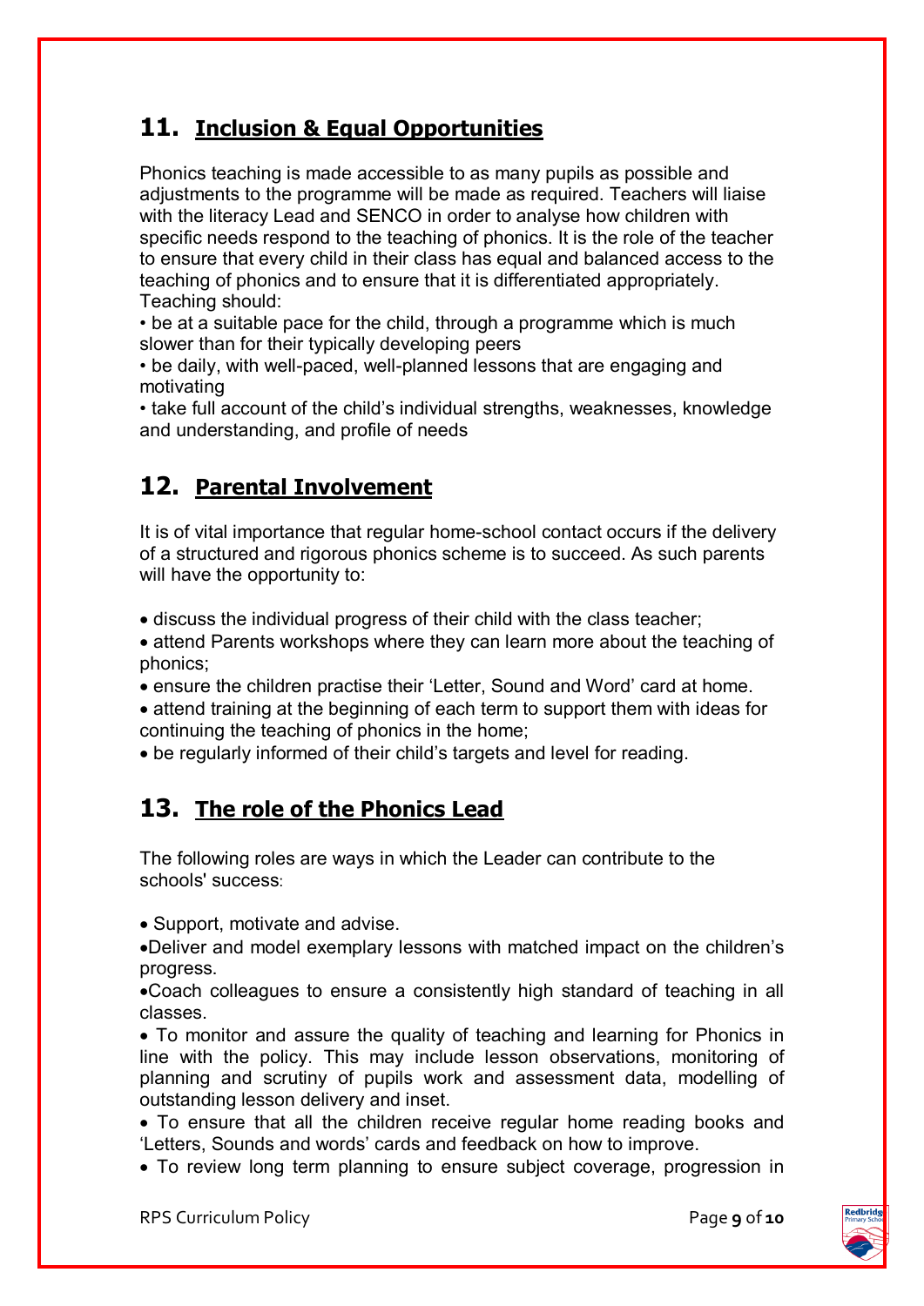## 11. Inclusion & Equal Opportunities

Phonics teaching is made accessible to as many pupils as possible and adjustments to the programme will be made as required. Teachers will liaise with the literacy Lead and SENCO in order to analyse how children with specific needs respond to the teaching of phonics. It is the role of the teacher to ensure that every child in their class has equal and balanced access to the teaching of phonics and to ensure that it is differentiated appropriately. Teaching should:

- be at a suitable pace for the child, through a programme which is much slower than for their typically developing peers
- be daily, with well-paced, well-planned lessons that are engaging and motivating
- take full account of the child's individual strengths, weaknesses, knowledge and understanding, and profile of needs

## 12. Parental Involvement

It is of vital importance that regular home-school contact occurs if the delivery of a structured and rigorous phonics scheme is to succeed. As such parents will have the opportunity to:

- discuss the individual progress of their child with the class teacher;
- attend Parents workshops where they can learn more about the teaching of phonics;
- ensure the children practise their 'Letter, Sound and Word' card at home.
- attend training at the beginning of each term to support them with ideas for continuing the teaching of phonics in the home;
- be regularly informed of their child's targets and level for reading.

## 13. The role of the Phonics Lead

The following roles are ways in which the Leader can contribute to the schools' success:

- Support, motivate and advise.
- Deliver and model exemplary lessons with matched impact on the children's progress.
- Coach colleagues to ensure a consistently high standard of teaching in all classes.
- To monitor and assure the quality of teaching and learning for Phonics in line with the policy. This may include lesson observations, monitoring of planning and scrutiny of pupils work and assessment data, modelling of outstanding lesson delivery and inset.
- To ensure that all the children receive regular home reading books and 'Letters, Sounds and words' cards and feedback on how to improve.
- To review long term planning to ensure subject coverage, progression in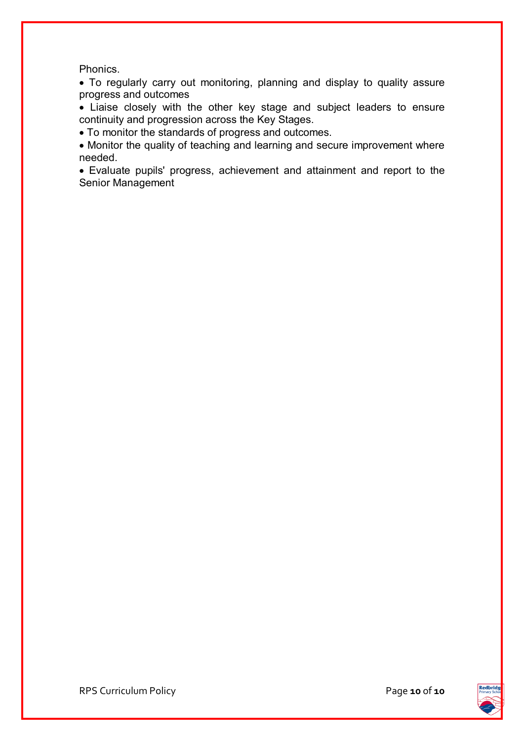Phonics.

- To regularly carry out monitoring, planning and display to quality assure progress and outcomes
- Liaise closely with the other key stage and subject leaders to ensure continuity and progression across the Key Stages.
- To monitor the standards of progress and outcomes.
- Monitor the quality of teaching and learning and secure improvement where needed.
- Evaluate pupils' progress, achievement and attainment and report to the Senior Management